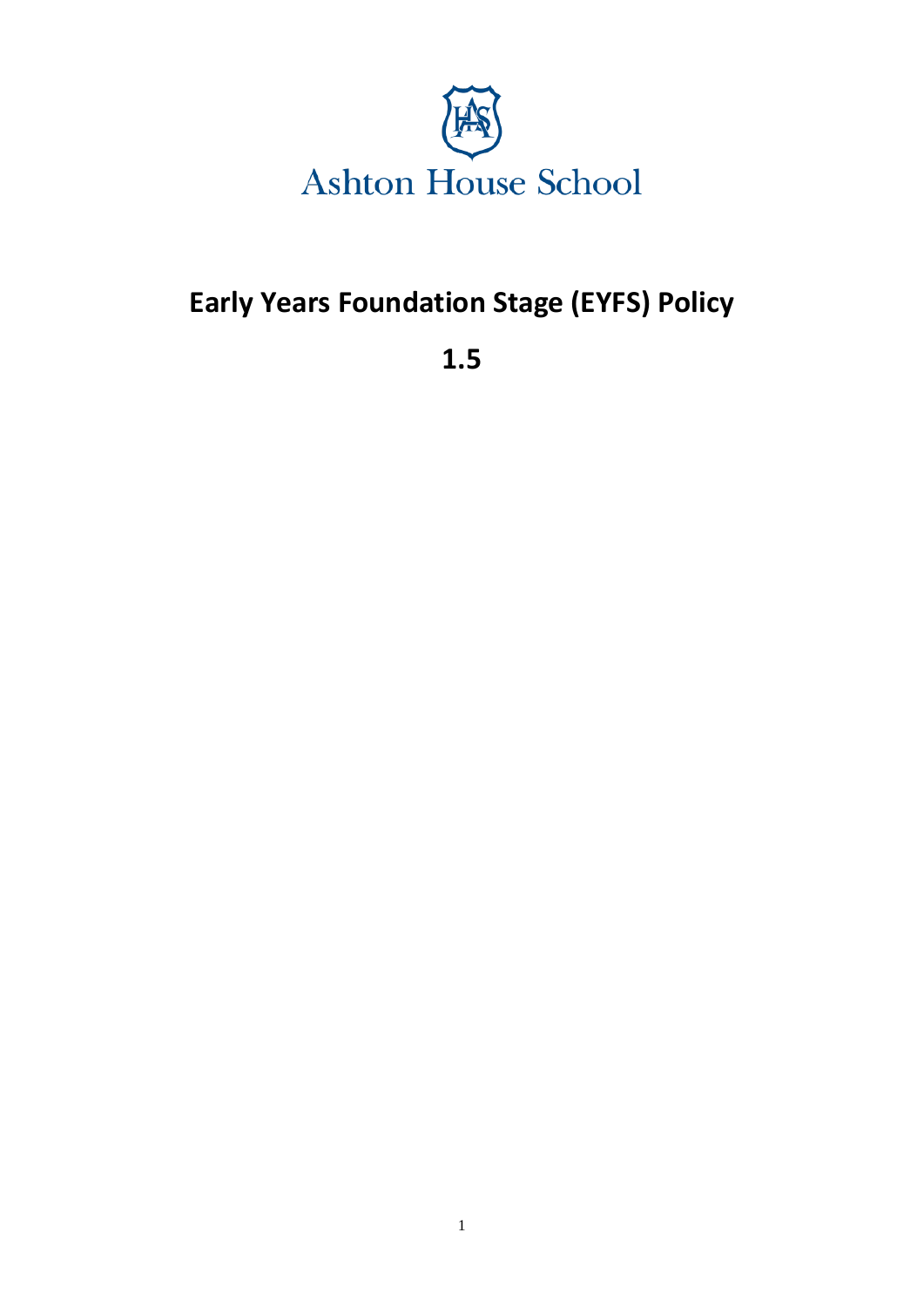Ashton House School

# Early Years Foundation Stage (EYFS) Policy

**1.5**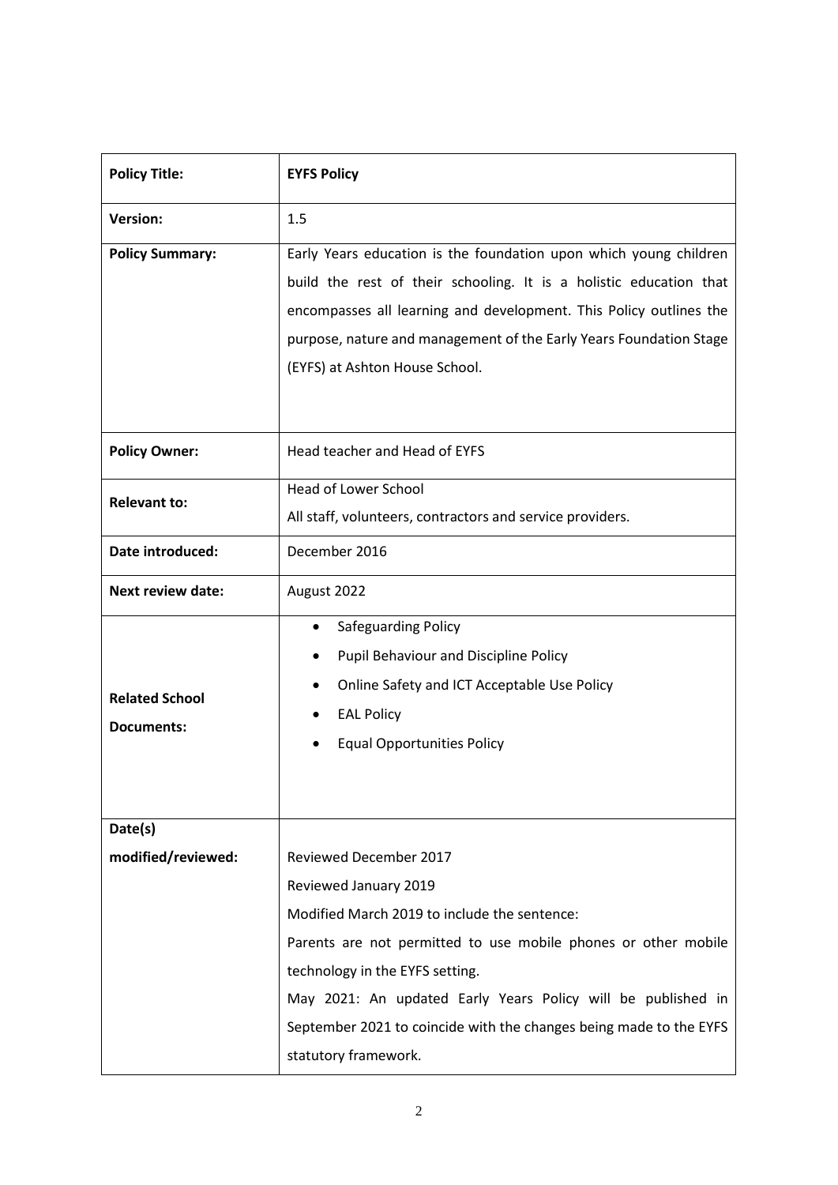| **Policy Title:** | **EYFS Policy** |
|---|---|
| **Version:** | 1.5 |
| **Policy Summary:** | Early Years education is the foundation upon which young children build the rest of their schooling. It is a holistic education that encompasses all learning and development. This Policy outlines the purpose, nature and management of the Early Years Foundation Stage (EYFS) at Ashton House School. |
| **Policy Owner:** | Head teacher and Head of EYFS |
| **Relevant to:** | Head of Lower School<br>All staff, volunteers, contractors and service providers. |
| **Date introduced:** | December 2016 |
| **Next review date:** | August 2022 |
| **Related School Documents:** | • Safeguarding Policy<br>• Pupil Behaviour and Discipline Policy<br>• Online Safety and ICT Acceptable Use Policy<br>• EAL Policy<br>• Equal Opportunities Policy |
| **Date(s) modified/reviewed:** | Reviewed December 2017<br>Reviewed January 2019<br>Modified March 2019 to include the sentence:<br>Parents are not permitted to use mobile phones or other mobile technology in the EYFS setting.<br>May 2021: An updated Early Years Policy will be published in September 2021 to coincide with the changes being made to the EYFS statutory framework. |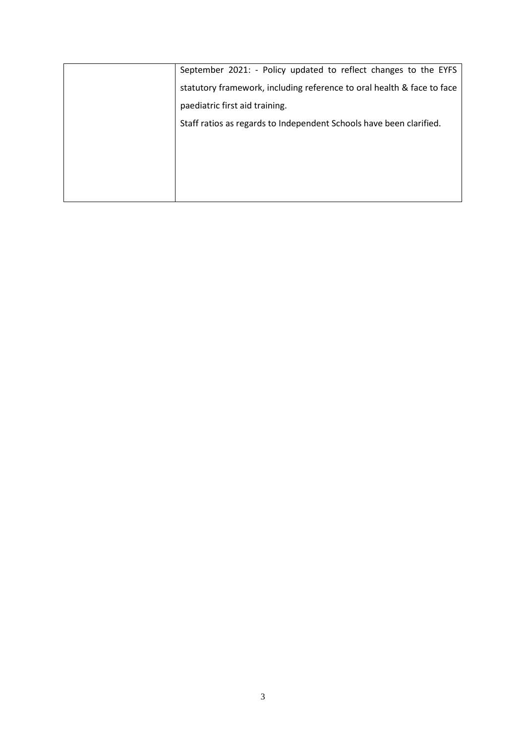| | |
|---|---|
| | September 2021: - Policy updated to reflect changes to the EYFS statutory framework, including reference to oral health & face to face paediatric first aid training.<br>Staff ratios as regards to Independent Schools have been clarified. |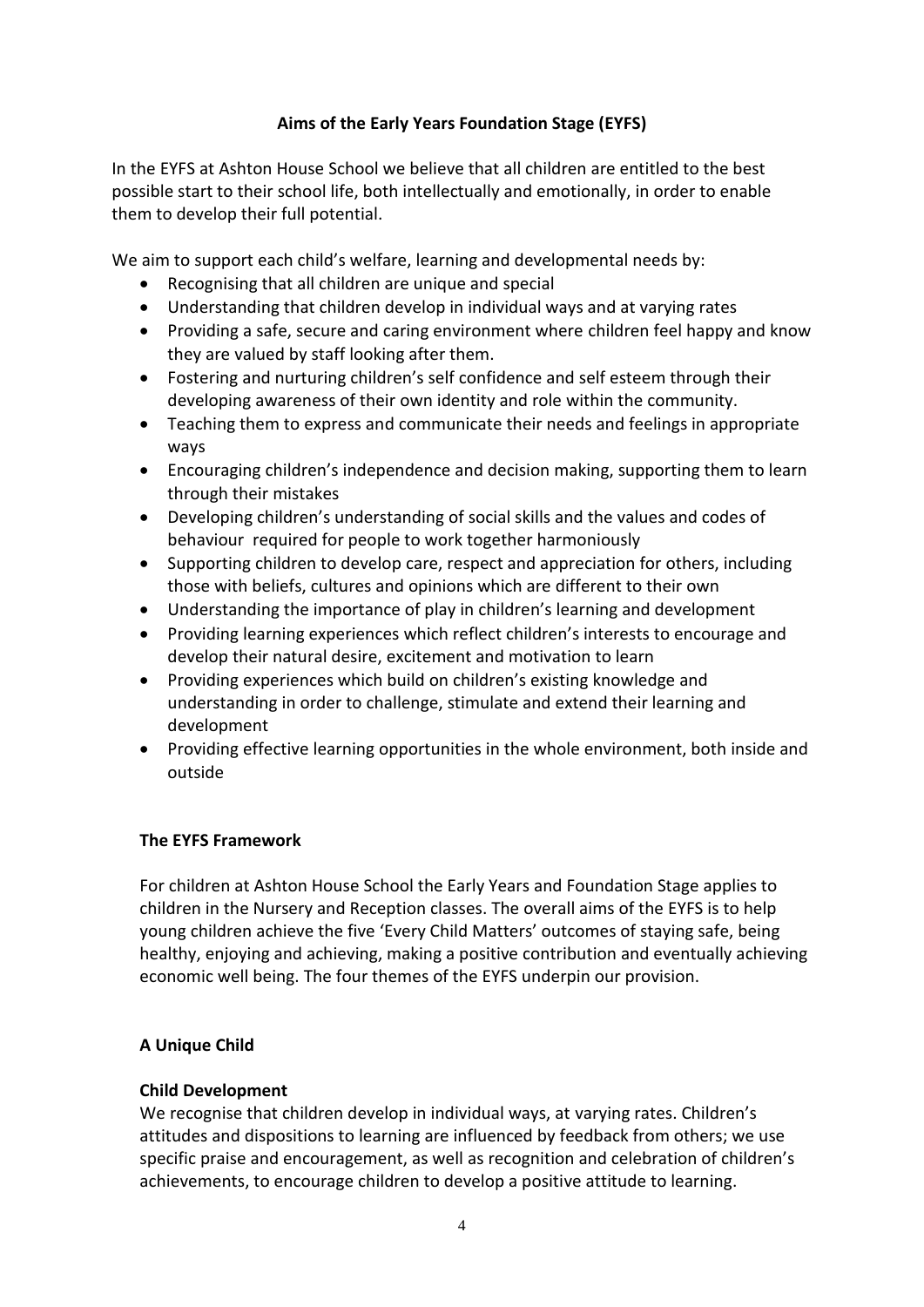## Aims of the Early Years Foundation Stage (EYFS)

In the EYFS at Ashton House School we believe that all children are entitled to the best possible start to their school life, both intellectually and emotionally, in order to enable them to develop their full potential.

We aim to support each child's welfare, learning and developmental needs by:

- Recognising that all children are unique and special
- Understanding that children develop in individual ways and at varying rates
- Providing a safe, secure and caring environment where children feel happy and know they are valued by staff looking after them.
- Fostering and nurturing children's self confidence and self esteem through their developing awareness of their own identity and role within the community.
- Teaching them to express and communicate their needs and feelings in appropriate ways
- Encouraging children's independence and decision making, supporting them to learn through their mistakes
- Developing children's understanding of social skills and the values and codes of behaviour required for people to work together harmoniously
- Supporting children to develop care, respect and appreciation for others, including those with beliefs, cultures and opinions which are different to their own
- Understanding the importance of play in children's learning and development
- Providing learning experiences which reflect children's interests to encourage and develop their natural desire, excitement and motivation to learn
- Providing experiences which build on children's existing knowledge and understanding in order to challenge, stimulate and extend their learning and development
- Providing effective learning opportunities in the whole environment, both inside and outside

### The EYFS Framework

For children at Ashton House School the Early Years and Foundation Stage applies to children in the Nursery and Reception classes. The overall aims of the EYFS is to help young children achieve the five 'Every Child Matters' outcomes of staying safe, being healthy, enjoying and achieving, making a positive contribution and eventually achieving economic well being. The four themes of the EYFS underpin our provision.

### A Unique Child

#### Child Development

We recognise that children develop in individual ways, at varying rates. Children's attitudes and dispositions to learning are influenced by feedback from others; we use specific praise and encouragement, as well as recognition and celebration of children's achievements, to encourage children to develop a positive attitude to learning.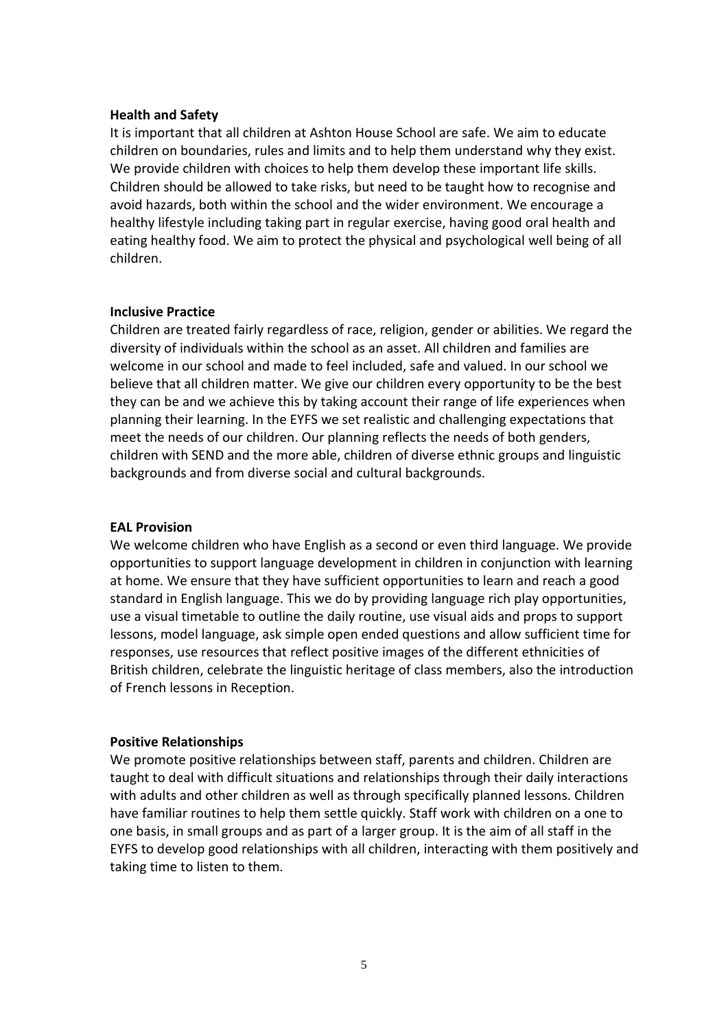**Health and Safety**

It is important that all children at Ashton House School are safe. We aim to educate children on boundaries, rules and limits and to help them understand why they exist. We provide children with choices to help them develop these important life skills. Children should be allowed to take risks, but need to be taught how to recognise and avoid hazards, both within the school and the wider environment. We encourage a healthy lifestyle including taking part in regular exercise, having good oral health and eating healthy food. We aim to protect the physical and psychological well being of all children.

**Inclusive Practice**

Children are treated fairly regardless of race, religion, gender or abilities. We regard the diversity of individuals within the school as an asset. All children and families are welcome in our school and made to feel included, safe and valued. In our school we believe that all children matter. We give our children every opportunity to be the best they can be and we achieve this by taking account their range of life experiences when planning their learning. In the EYFS we set realistic and challenging expectations that meet the needs of our children. Our planning reflects the needs of both genders, children with SEND and the more able, children of diverse ethnic groups and linguistic backgrounds and from diverse social and cultural backgrounds.

**EAL Provision**

We welcome children who have English as a second or even third language. We provide opportunities to support language development in children in conjunction with learning at home. We ensure that they have sufficient opportunities to learn and reach a good standard in English language. This we do by providing language rich play opportunities, use a visual timetable to outline the daily routine, use visual aids and props to support lessons, model language, ask simple open ended questions and allow sufficient time for responses, use resources that reflect positive images of the different ethnicities of British children, celebrate the linguistic heritage of class members, also the introduction of French lessons in Reception.

**Positive Relationships**

We promote positive relationships between staff, parents and children. Children are taught to deal with difficult situations and relationships through their daily interactions with adults and other children as well as through specifically planned lessons. Children have familiar routines to help them settle quickly. Staff work with children on a one to one basis, in small groups and as part of a larger group. It is the aim of all staff in the EYFS to develop good relationships with all children, interacting with them positively and taking time to listen to them.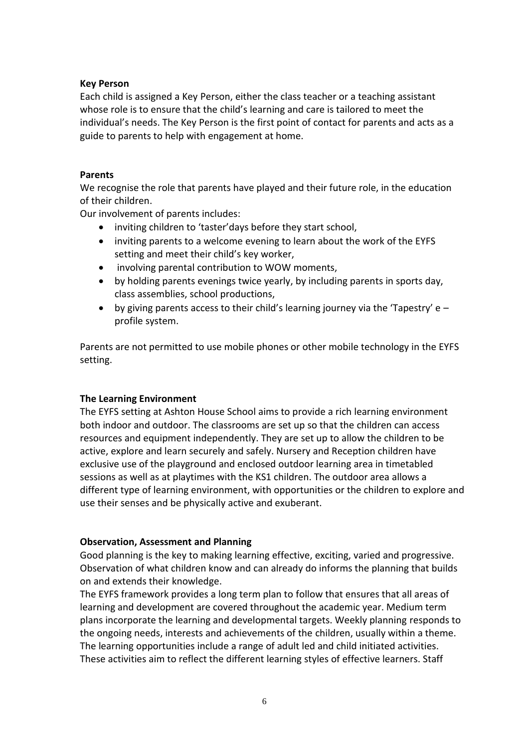**Key Person**

Each child is assigned a Key Person, either the class teacher or a teaching assistant whose role is to ensure that the child's learning and care is tailored to meet the individual's needs. The Key Person is the first point of contact for parents and acts as a guide to parents to help with engagement at home.

**Parents**

We recognise the role that parents have played and their future role, in the education of their children.

Our involvement of parents includes:

- inviting children to 'taster'days before they start school,
- inviting parents to a welcome evening to learn about the work of the EYFS setting and meet their child's key worker,
- involving parental contribution to WOW moments,
- by holding parents evenings twice yearly, by including parents in sports day, class assemblies, school productions,
- by giving parents access to their child's learning journey via the 'Tapestry' e – profile system.

Parents are not permitted to use mobile phones or other mobile technology in the EYFS setting.

**The Learning Environment**

The EYFS setting at Ashton House School aims to provide a rich learning environment both indoor and outdoor. The classrooms are set up so that the children can access resources and equipment independently. They are set up to allow the children to be active, explore and learn securely and safely. Nursery and Reception children have exclusive use of the playground and enclosed outdoor learning area in timetabled sessions as well as at playtimes with the KS1 children. The outdoor area allows a different type of learning environment, with opportunities or the children to explore and use their senses and be physically active and exuberant.

**Observation, Assessment and Planning**

Good planning is the key to making learning effective, exciting, varied and progressive. Observation of what children know and can already do informs the planning that builds on and extends their knowledge.

The EYFS framework provides a long term plan to follow that ensures that all areas of learning and development are covered throughout the academic year. Medium term plans incorporate the learning and developmental targets. Weekly planning responds to the ongoing needs, interests and achievements of the children, usually within a theme. The learning opportunities include a range of adult led and child initiated activities. These activities aim to reflect the different learning styles of effective learners. Staff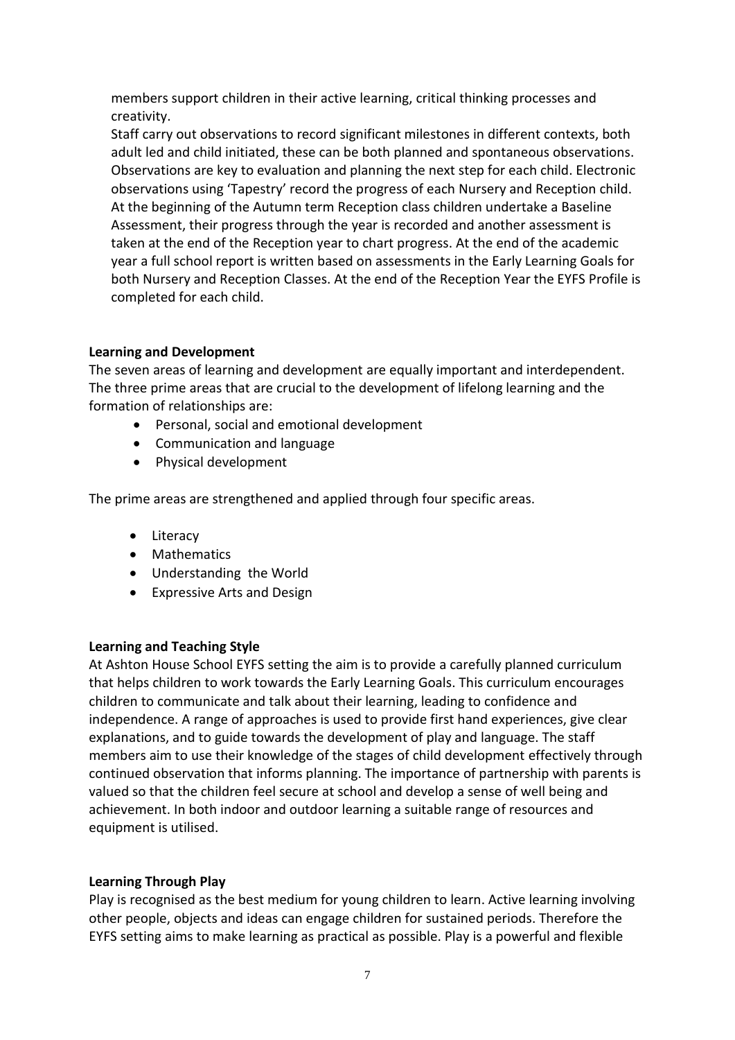members support children in their active learning, critical thinking processes and creativity.

Staff carry out observations to record significant milestones in different contexts, both adult led and child initiated, these can be both planned and spontaneous observations. Observations are key to evaluation and planning the next step for each child. Electronic observations using 'Tapestry' record the progress of each Nursery and Reception child. At the beginning of the Autumn term Reception class children undertake a Baseline Assessment, their progress through the year is recorded and another assessment is taken at the end of the Reception year to chart progress. At the end of the academic year a full school report is written based on assessments in the Early Learning Goals for both Nursery and Reception Classes. At the end of the Reception Year the EYFS Profile is completed for each child.

**Learning and Development**

The seven areas of learning and development are equally important and interdependent. The three prime areas that are crucial to the development of lifelong learning and the formation of relationships are:

- Personal, social and emotional development
- Communication and language
- Physical development

The prime areas are strengthened and applied through four specific areas.

- Literacy
- Mathematics
- Understanding the World
- Expressive Arts and Design

**Learning and Teaching Style**

At Ashton House School EYFS setting the aim is to provide a carefully planned curriculum that helps children to work towards the Early Learning Goals. This curriculum encourages children to communicate and talk about their learning, leading to confidence and independence. A range of approaches is used to provide first hand experiences, give clear explanations, and to guide towards the development of play and language. The staff members aim to use their knowledge of the stages of child development effectively through continued observation that informs planning. The importance of partnership with parents is valued so that the children feel secure at school and develop a sense of well being and achievement. In both indoor and outdoor learning a suitable range of resources and equipment is utilised.

**Learning Through Play**

Play is recognised as the best medium for young children to learn. Active learning involving other people, objects and ideas can engage children for sustained periods. Therefore the EYFS setting aims to make learning as practical as possible. Play is a powerful and flexible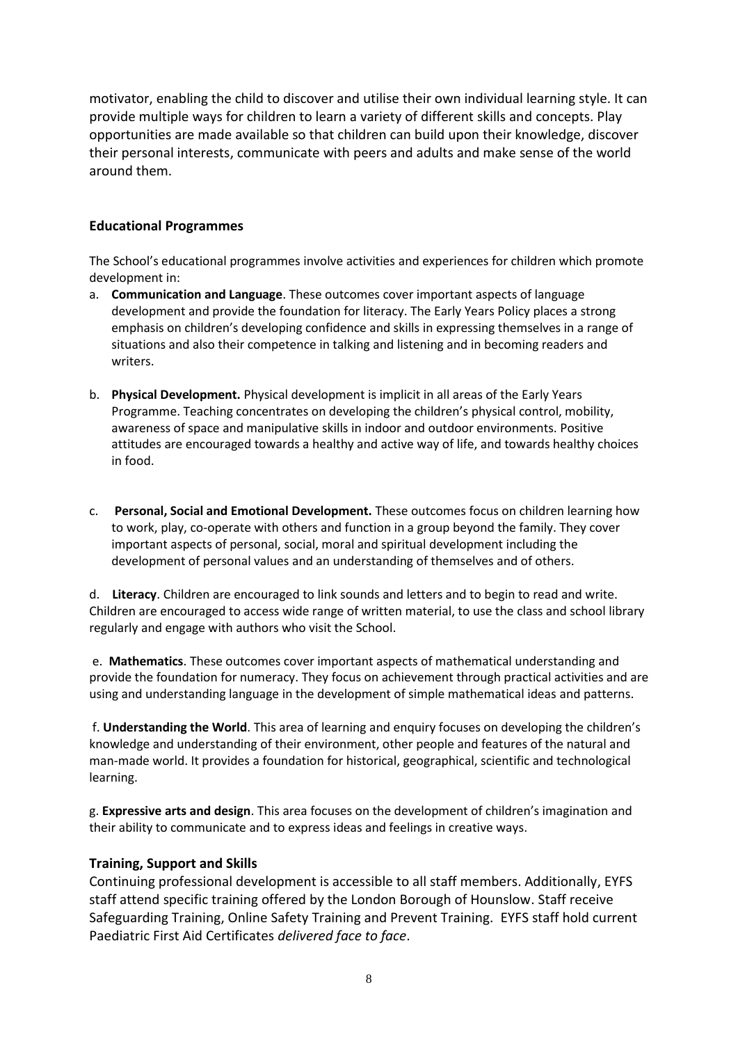motivator, enabling the child to discover and utilise their own individual learning style. It can provide multiple ways for children to learn a variety of different skills and concepts. Play opportunities are made available so that children can build upon their knowledge, discover their personal interests, communicate with peers and adults and make sense of the world around them.

### Educational Programmes

The School's educational programmes involve activities and experiences for children which promote development in:

a. **Communication and Language**. These outcomes cover important aspects of language development and provide the foundation for literacy. The Early Years Policy places a strong emphasis on children's developing confidence and skills in expressing themselves in a range of situations and also their competence in talking and listening and in becoming readers and writers.

b. **Physical Development.** Physical development is implicit in all areas of the Early Years Programme. Teaching concentrates on developing the children's physical control, mobility, awareness of space and manipulative skills in indoor and outdoor environments. Positive attitudes are encouraged towards a healthy and active way of life, and towards healthy choices in food.

c. **Personal, Social and Emotional Development.** These outcomes focus on children learning how to work, play, co-operate with others and function in a group beyond the family. They cover important aspects of personal, social, moral and spiritual development including the development of personal values and an understanding of themselves and of others.

d. **Literacy**. Children are encouraged to link sounds and letters and to begin to read and write. Children are encouraged to access wide range of written material, to use the class and school library regularly and engage with authors who visit the School.

e. **Mathematics**. These outcomes cover important aspects of mathematical understanding and provide the foundation for numeracy. They focus on achievement through practical activities and are using and understanding language in the development of simple mathematical ideas and patterns.

f. **Understanding the World**. This area of learning and enquiry focuses on developing the children's knowledge and understanding of their environment, other people and features of the natural and man-made world. It provides a foundation for historical, geographical, scientific and technological learning.

g. **Expressive arts and design**. This area focuses on the development of children's imagination and their ability to communicate and to express ideas and feelings in creative ways.

### Training, Support and Skills

Continuing professional development is accessible to all staff members. Additionally, EYFS staff attend specific training offered by the London Borough of Hounslow. Staff receive Safeguarding Training, Online Safety Training and Prevent Training. EYFS staff hold current Paediatric First Aid Certificates *delivered face to face*.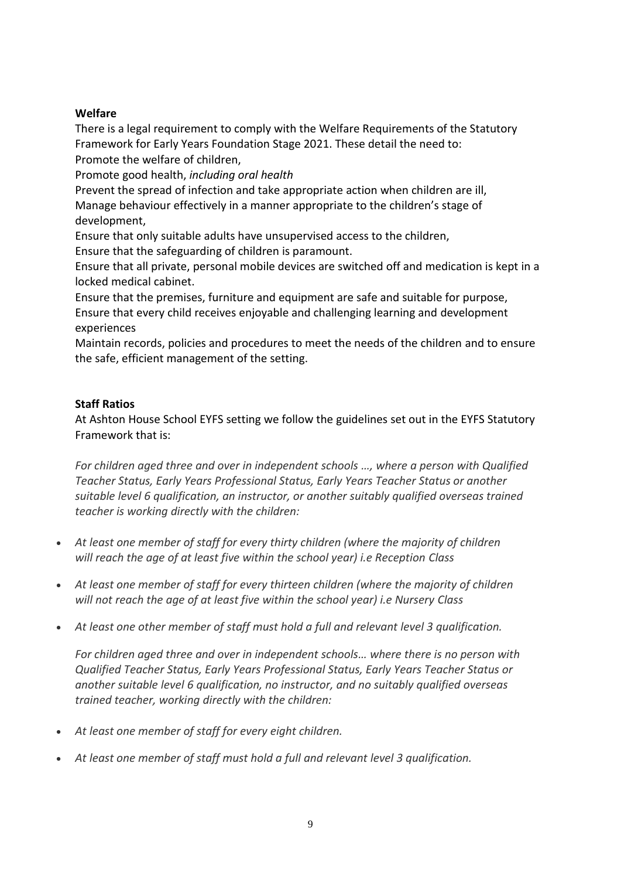**Welfare**

There is a legal requirement to comply with the Welfare Requirements of the Statutory Framework for Early Years Foundation Stage 2021. These detail the need to:
Promote the welfare of children,
Promote good health, *including oral health*
Prevent the spread of infection and take appropriate action when children are ill,
Manage behaviour effectively in a manner appropriate to the children's stage of development,
Ensure that only suitable adults have unsupervised access to the children,
Ensure that the safeguarding of children is paramount.
Ensure that all private, personal mobile devices are switched off and medication is kept in a locked medical cabinet.
Ensure that the premises, furniture and equipment are safe and suitable for purpose,
Ensure that every child receives enjoyable and challenging learning and development experiences
Maintain records, policies and procedures to meet the needs of the children and to ensure the safe, efficient management of the setting.

**Staff Ratios**

At Ashton House School EYFS setting we follow the guidelines set out in the EYFS Statutory Framework that is:

*For children aged three and over in independent schools …, where a person with Qualified Teacher Status, Early Years Professional Status, Early Years Teacher Status or another suitable level 6 qualification, an instructor, or another suitably qualified overseas trained teacher is working directly with the children:*

- *At least one member of staff for every thirty children (where the majority of children will reach the age of at least five within the school year) i.e Reception Class*
- *At least one member of staff for every thirteen children (where the majority of children will not reach the age of at least five within the school year) i.e Nursery Class*
- *At least one other member of staff must hold a full and relevant level 3 qualification.*

*For children aged three and over in independent schools… where there is no person with Qualified Teacher Status, Early Years Professional Status, Early Years Teacher Status or another suitable level 6 qualification, no instructor, and no suitably qualified overseas trained teacher, working directly with the children:*

- *At least one member of staff for every eight children.*
- *At least one member of staff must hold a full and relevant level 3 qualification.*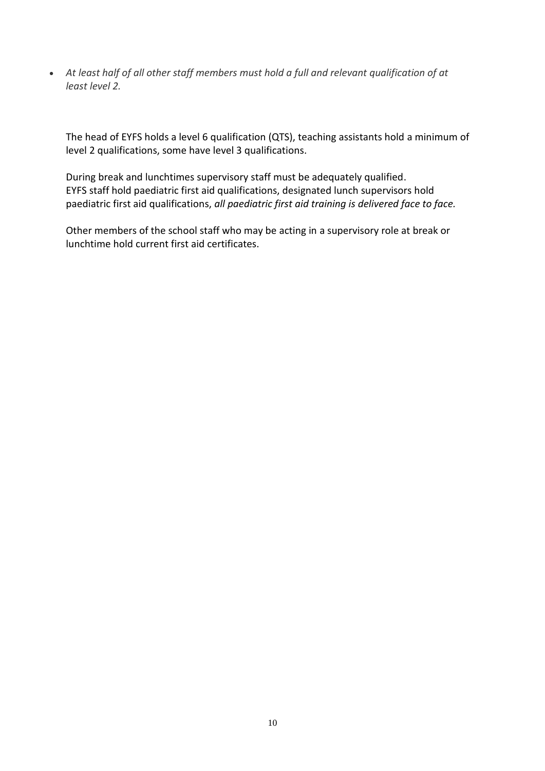- *At least half of all other staff members must hold a full and relevant qualification of at least level 2.*

The head of EYFS holds a level 6 qualification (QTS), teaching assistants hold a minimum of level 2 qualifications, some have level 3 qualifications.

During break and lunchtimes supervisory staff must be adequately qualified.
EYFS staff hold paediatric first aid qualifications, designated lunch supervisors hold paediatric first aid qualifications, *all paediatric first aid training is delivered face to face.*

Other members of the school staff who may be acting in a supervisory role at break or lunchtime hold current first aid certificates.